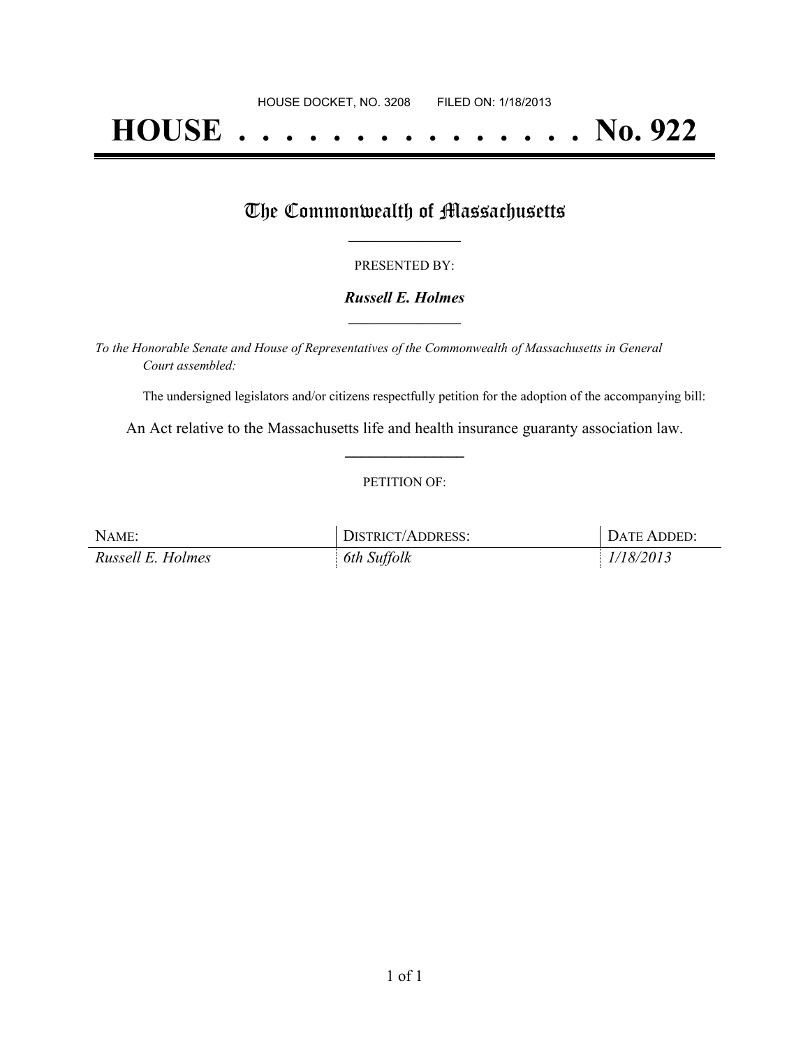HOUSE DOCKET, NO. 3208        FILED ON: 1/18/2013

# HOUSE . . . . . . . . . . . . . . . No. 922

## The Commonwealth of Massachusetts

PRESENTED BY:

***Russell E. Holmes***

*To the Honorable Senate and House of Representatives of the Commonwealth of Massachusetts in General Court assembled:*

The undersigned legislators and/or citizens respectfully petition for the adoption of the accompanying bill:

An Act relative to the Massachusetts life and health insurance guaranty association law.

PETITION OF:

| NAME: | DISTRICT/ADDRESS: | DATE ADDED: |
| --- | --- | --- |
| *Russell E. Holmes* | *6th Suffolk* | *1/18/2013* |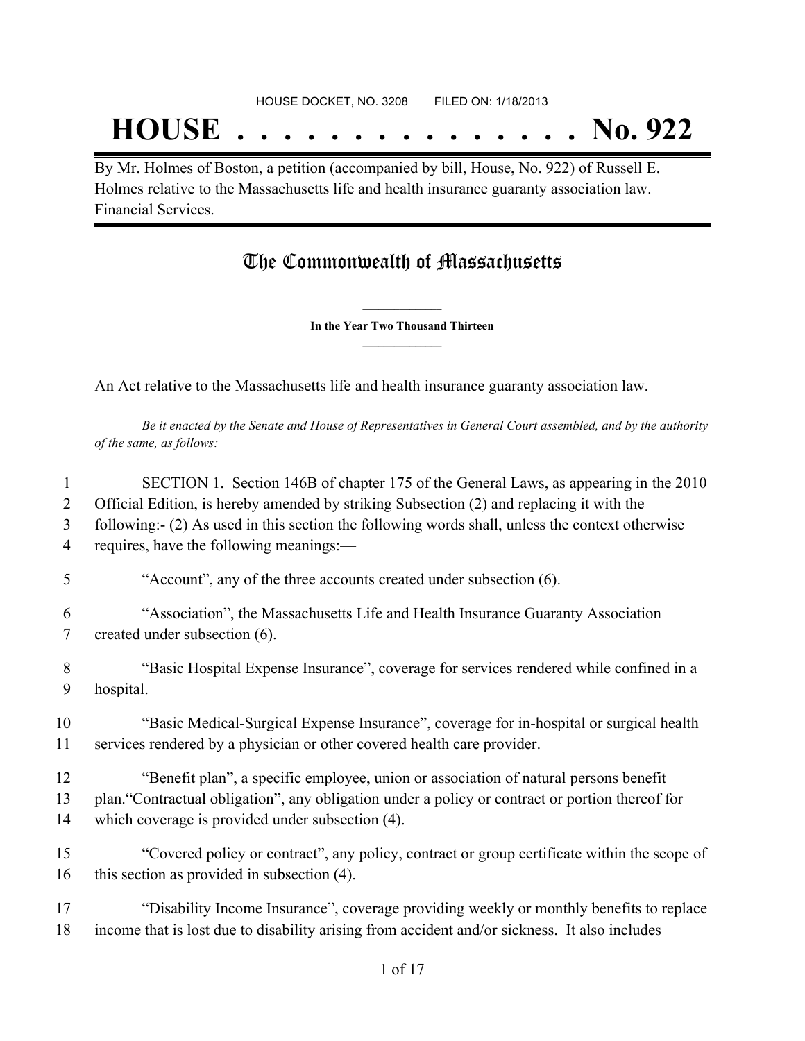HOUSE DOCKET, NO. 3208        FILED ON: 1/18/2013

# HOUSE . . . . . . . . . . . . . . . No. 922

By Mr. Holmes of Boston, a petition (accompanied by bill, House, No. 922) of Russell E. Holmes relative to the Massachusetts life and health insurance guaranty association law. Financial Services.

## The Commonwealth of Massachusetts

**In the Year Two Thousand Thirteen**

An Act relative to the Massachusetts life and health insurance guaranty association law.

*Be it enacted by the Senate and House of Representatives in General Court assembled, and by the authority of the same, as follows:*

1 SECTION 1. Section 146B of chapter 175 of the General Laws, as appearing in the 2010
2 Official Edition, is hereby amended by striking Subsection (2) and replacing it with the
3 following:- (2) As used in this section the following words shall, unless the context otherwise
4 requires, have the following meanings:—

5 "Account", any of the three accounts created under subsection (6).

6 "Association", the Massachusetts Life and Health Insurance Guaranty Association
7 created under subsection (6).

8 "Basic Hospital Expense Insurance", coverage for services rendered while confined in a
9 hospital.

10 "Basic Medical-Surgical Expense Insurance", coverage for in-hospital or surgical health
11 services rendered by a physician or other covered health care provider.

12 "Benefit plan", a specific employee, union or association of natural persons benefit
13 plan."Contractual obligation", any obligation under a policy or contract or portion thereof for
14 which coverage is provided under subsection (4).

15 "Covered policy or contract", any policy, contract or group certificate within the scope of
16 this section as provided in subsection (4).

17 "Disability Income Insurance", coverage providing weekly or monthly benefits to replace
18 income that is lost due to disability arising from accident and/or sickness. It also includes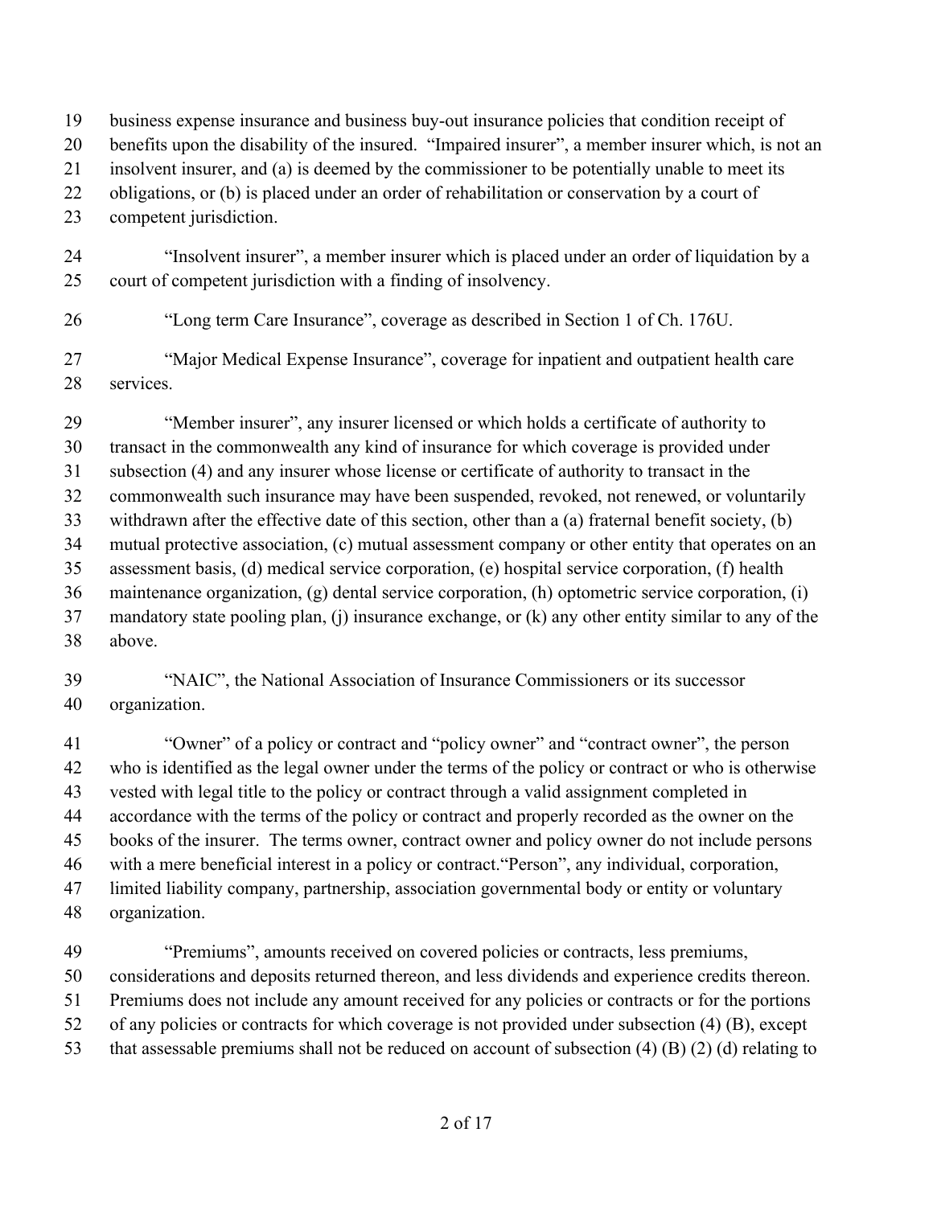business expense insurance and business buy-out insurance policies that condition receipt of benefits upon the disability of the insured. "Impaired insurer", a member insurer which, is not an insolvent insurer, and (a) is deemed by the commissioner to be potentially unable to meet its obligations, or (b) is placed under an order of rehabilitation or conservation by a court of competent jurisdiction.

"Insolvent insurer", a member insurer which is placed under an order of liquidation by a court of competent jurisdiction with a finding of insolvency.

"Long term Care Insurance", coverage as described in Section 1 of Ch. 176U.

"Major Medical Expense Insurance", coverage for inpatient and outpatient health care services.

"Member insurer", any insurer licensed or which holds a certificate of authority to transact in the commonwealth any kind of insurance for which coverage is provided under subsection (4) and any insurer whose license or certificate of authority to transact in the commonwealth such insurance may have been suspended, revoked, not renewed, or voluntarily withdrawn after the effective date of this section, other than a (a) fraternal benefit society, (b) mutual protective association, (c) mutual assessment company or other entity that operates on an assessment basis, (d) medical service corporation, (e) hospital service corporation, (f) health maintenance organization, (g) dental service corporation, (h) optometric service corporation, (i) mandatory state pooling plan, (j) insurance exchange, or (k) any other entity similar to any of the above.

"NAIC", the National Association of Insurance Commissioners or its successor organization.

"Owner" of a policy or contract and "policy owner" and "contract owner", the person who is identified as the legal owner under the terms of the policy or contract or who is otherwise vested with legal title to the policy or contract through a valid assignment completed in accordance with the terms of the policy or contract and properly recorded as the owner on the books of the insurer. The terms owner, contract owner and policy owner do not include persons with a mere beneficial interest in a policy or contract."Person", any individual, corporation, limited liability company, partnership, association governmental body or entity or voluntary organization.

"Premiums", amounts received on covered policies or contracts, less premiums, considerations and deposits returned thereon, and less dividends and experience credits thereon. Premiums does not include any amount received for any policies or contracts or for the portions of any policies or contracts for which coverage is not provided under subsection (4) (B), except that assessable premiums shall not be reduced on account of subsection (4) (B) (2) (d) relating to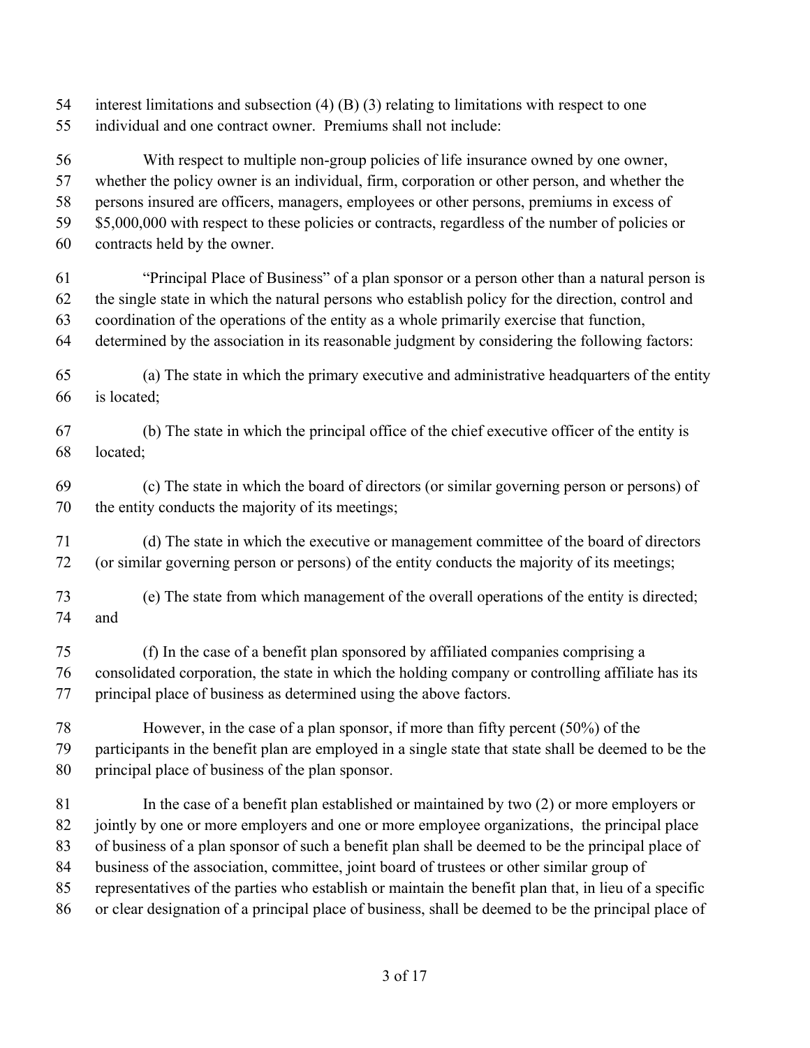interest limitations and subsection (4) (B) (3) relating to limitations with respect to one individual and one contract owner. Premiums shall not include:

With respect to multiple non-group policies of life insurance owned by one owner, whether the policy owner is an individual, firm, corporation or other person, and whether the persons insured are officers, managers, employees or other persons, premiums in excess of $5,000,000 with respect to these policies or contracts, regardless of the number of policies or contracts held by the owner.

"Principal Place of Business" of a plan sponsor or a person other than a natural person is the single state in which the natural persons who establish policy for the direction, control and coordination of the operations of the entity as a whole primarily exercise that function, determined by the association in its reasonable judgment by considering the following factors:

(a) The state in which the primary executive and administrative headquarters of the entity is located;

(b) The state in which the principal office of the chief executive officer of the entity is located;

(c) The state in which the board of directors (or similar governing person or persons) of the entity conducts the majority of its meetings;

(d) The state in which the executive or management committee of the board of directors (or similar governing person or persons) of the entity conducts the majority of its meetings;

(e) The state from which management of the overall operations of the entity is directed; and

(f) In the case of a benefit plan sponsored by affiliated companies comprising a consolidated corporation, the state in which the holding company or controlling affiliate has its principal place of business as determined using the above factors.

However, in the case of a plan sponsor, if more than fifty percent (50%) of the participants in the benefit plan are employed in a single state that state shall be deemed to be the principal place of business of the plan sponsor.

In the case of a benefit plan established or maintained by two (2) or more employers or jointly by one or more employers and one or more employee organizations, the principal place of business of a plan sponsor of such a benefit plan shall be deemed to be the principal place of business of the association, committee, joint board of trustees or other similar group of representatives of the parties who establish or maintain the benefit plan that, in lieu of a specific or clear designation of a principal place of business, shall be deemed to be the principal place of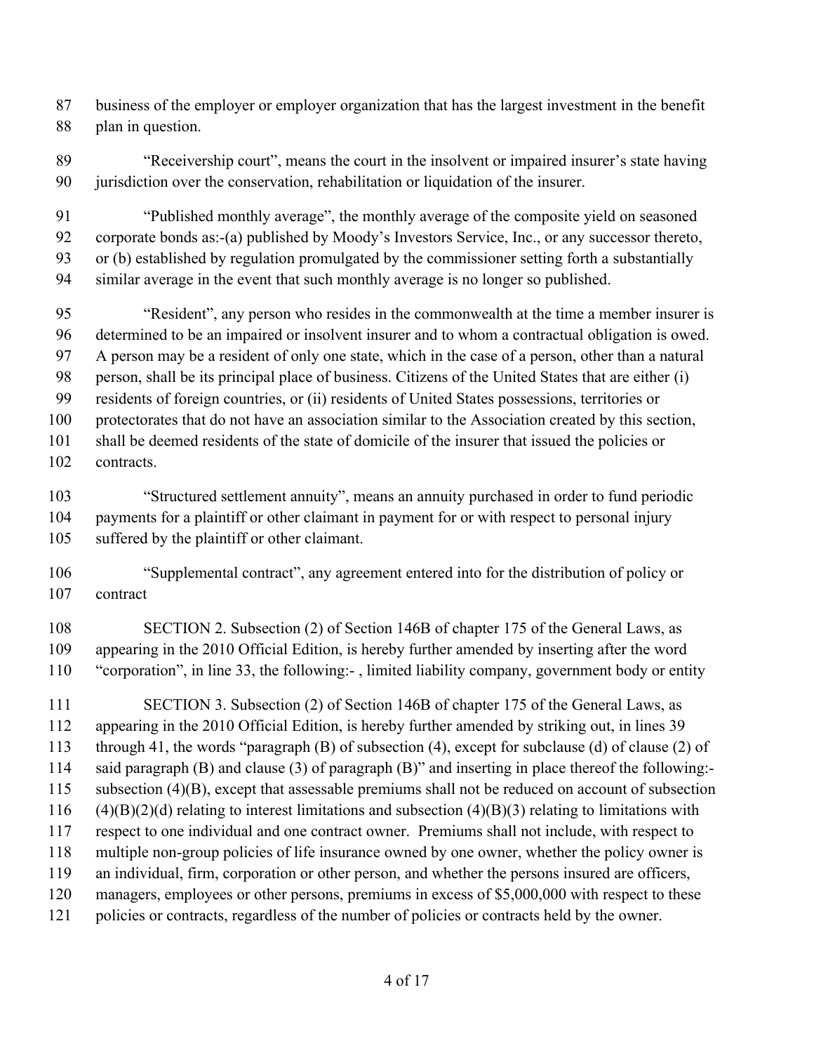business of the employer or employer organization that has the largest investment in the benefit plan in question.

"Receivership court", means the court in the insolvent or impaired insurer's state having jurisdiction over the conservation, rehabilitation or liquidation of the insurer.

"Published monthly average", the monthly average of the composite yield on seasoned corporate bonds as:-(a) published by Moody's Investors Service, Inc., or any successor thereto, or (b) established by regulation promulgated by the commissioner setting forth a substantially similar average in the event that such monthly average is no longer so published.

"Resident", any person who resides in the commonwealth at the time a member insurer is determined to be an impaired or insolvent insurer and to whom a contractual obligation is owed. A person may be a resident of only one state, which in the case of a person, other than a natural person, shall be its principal place of business. Citizens of the United States that are either (i) residents of foreign countries, or (ii) residents of United States possessions, territories or protectorates that do not have an association similar to the Association created by this section, shall be deemed residents of the state of domicile of the insurer that issued the policies or contracts.

"Structured settlement annuity", means an annuity purchased in order to fund periodic payments for a plaintiff or other claimant in payment for or with respect to personal injury suffered by the plaintiff or other claimant.

"Supplemental contract", any agreement entered into for the distribution of policy or contract

SECTION 2. Subsection (2) of Section 146B of chapter 175 of the General Laws, as appearing in the 2010 Official Edition, is hereby further amended by inserting after the word "corporation", in line 33, the following:- , limited liability company, government body or entity

SECTION 3. Subsection (2) of Section 146B of chapter 175 of the General Laws, as appearing in the 2010 Official Edition, is hereby further amended by striking out, in lines 39 through 41, the words "paragraph (B) of subsection (4), except for subclause (d) of clause (2) of said paragraph (B) and clause (3) of paragraph (B)" and inserting in place thereof the following:- subsection (4)(B), except that assessable premiums shall not be reduced on account of subsection (4)(B)(2)(d) relating to interest limitations and subsection (4)(B)(3) relating to limitations with respect to one individual and one contract owner. Premiums shall not include, with respect to multiple non-group policies of life insurance owned by one owner, whether the policy owner is an individual, firm, corporation or other person, and whether the persons insured are officers, managers, employees or other persons, premiums in excess of $5,000,000 with respect to these policies or contracts, regardless of the number of policies or contracts held by the owner.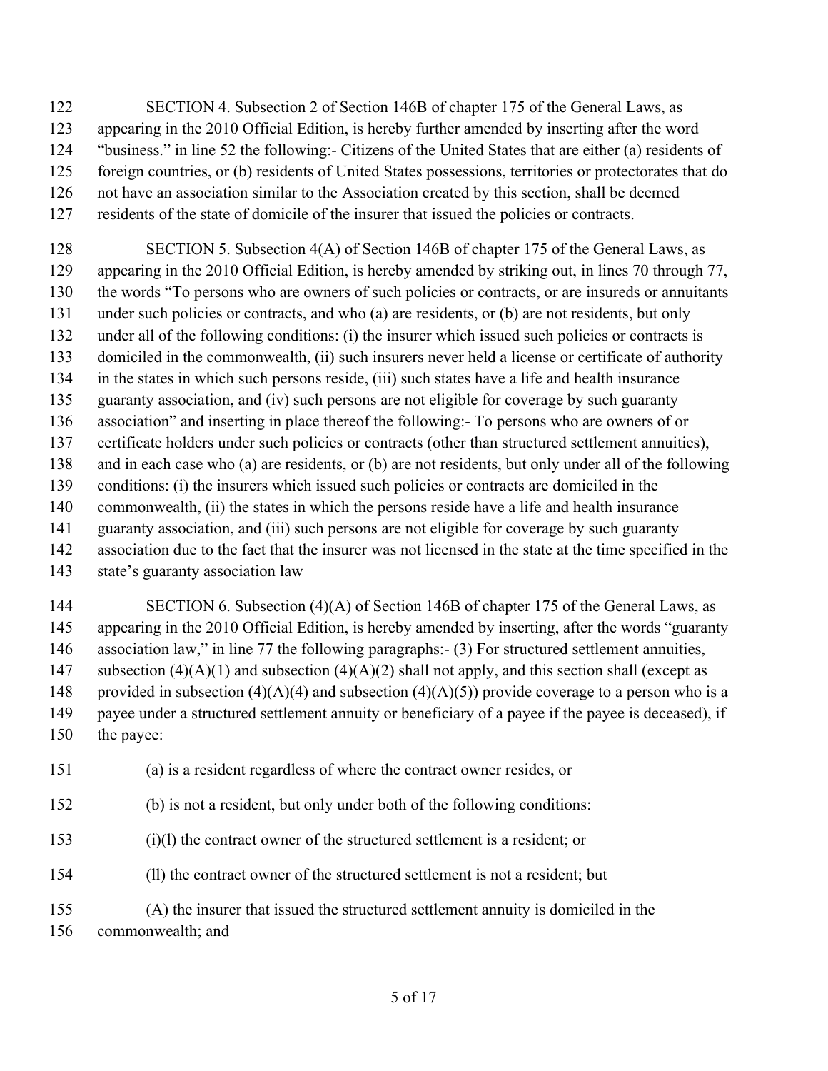SECTION 4. Subsection 2 of Section 146B of chapter 175 of the General Laws, as appearing in the 2010 Official Edition, is hereby further amended by inserting after the word "business." in line 52 the following:- Citizens of the United States that are either (a) residents of foreign countries, or (b) residents of United States possessions, territories or protectorates that do not have an association similar to the Association created by this section, shall be deemed residents of the state of domicile of the insurer that issued the policies or contracts.

SECTION 5. Subsection 4(A) of Section 146B of chapter 175 of the General Laws, as appearing in the 2010 Official Edition, is hereby amended by striking out, in lines 70 through 77, the words "To persons who are owners of such policies or contracts, or are insureds or annuitants under such policies or contracts, and who (a) are residents, or (b) are not residents, but only under all of the following conditions: (i) the insurer which issued such policies or contracts is domiciled in the commonwealth, (ii) such insurers never held a license or certificate of authority in the states in which such persons reside, (iii) such states have a life and health insurance guaranty association, and (iv) such persons are not eligible for coverage by such guaranty association" and inserting in place thereof the following:- To persons who are owners of or certificate holders under such policies or contracts (other than structured settlement annuities), and in each case who (a) are residents, or (b) are not residents, but only under all of the following conditions: (i) the insurers which issued such policies or contracts are domiciled in the commonwealth, (ii) the states in which the persons reside have a life and health insurance guaranty association, and (iii) such persons are not eligible for coverage by such guaranty association due to the fact that the insurer was not licensed in the state at the time specified in the state's guaranty association law

SECTION 6. Subsection (4)(A) of Section 146B of chapter 175 of the General Laws, as appearing in the 2010 Official Edition, is hereby amended by inserting, after the words "guaranty association law," in line 77 the following paragraphs:- (3) For structured settlement annuities, subsection (4)(A)(1) and subsection (4)(A)(2) shall not apply, and this section shall (except as provided in subsection (4)(A)(4) and subsection (4)(A)(5)) provide coverage to a person who is a payee under a structured settlement annuity or beneficiary of a payee if the payee is deceased), if the payee:

(a) is a resident regardless of where the contract owner resides, or

(b) is not a resident, but only under both of the following conditions:

(i)(l) the contract owner of the structured settlement is a resident; or

(ll) the contract owner of the structured settlement is not a resident; but

(A) the insurer that issued the structured settlement annuity is domiciled in the commonwealth; and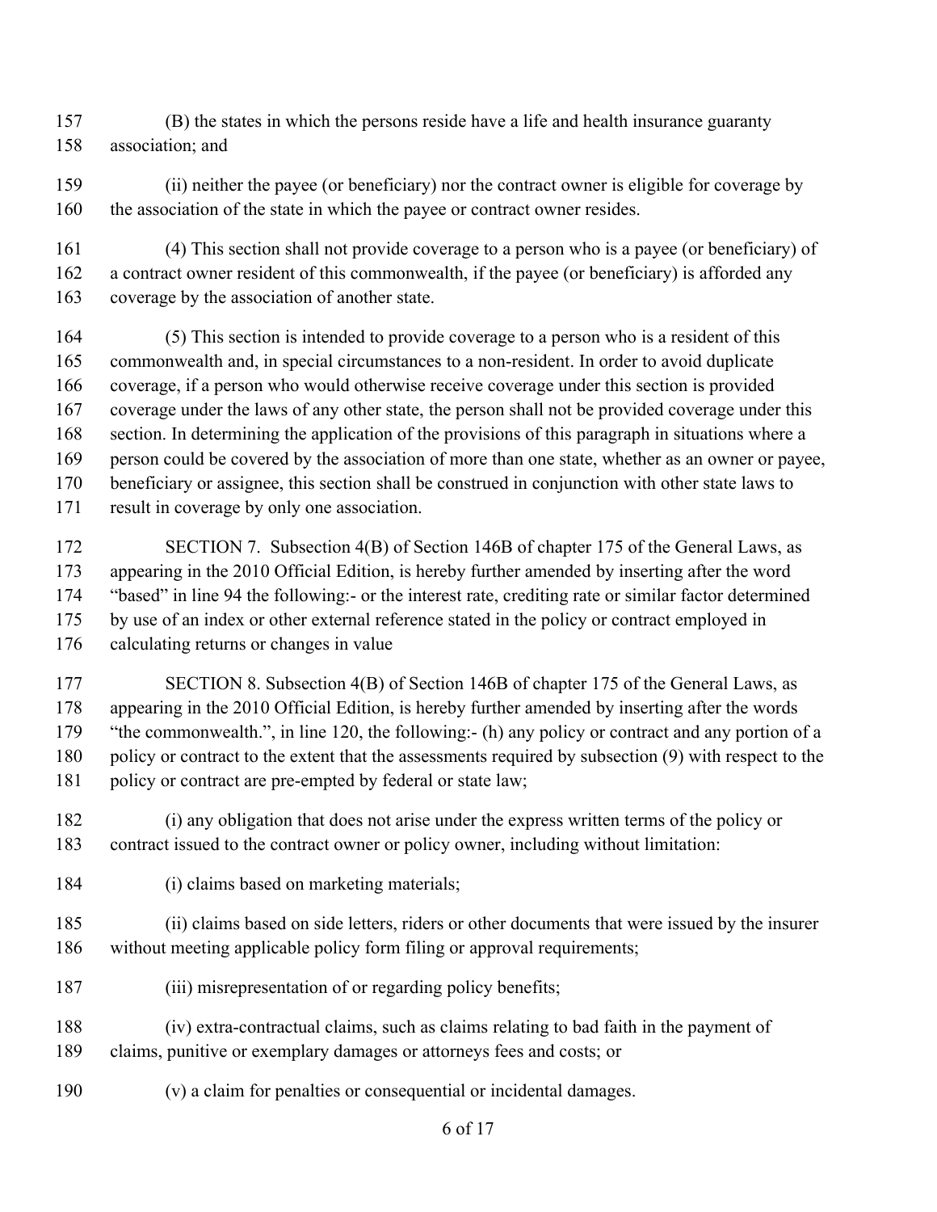(B) the states in which the persons reside have a life and health insurance guaranty association; and

(ii) neither the payee (or beneficiary) nor the contract owner is eligible for coverage by the association of the state in which the payee or contract owner resides.

(4) This section shall not provide coverage to a person who is a payee (or beneficiary) of a contract owner resident of this commonwealth, if the payee (or beneficiary) is afforded any coverage by the association of another state.

(5) This section is intended to provide coverage to a person who is a resident of this commonwealth and, in special circumstances to a non-resident. In order to avoid duplicate coverage, if a person who would otherwise receive coverage under this section is provided coverage under the laws of any other state, the person shall not be provided coverage under this section. In determining the application of the provisions of this paragraph in situations where a person could be covered by the association of more than one state, whether as an owner or payee, beneficiary or assignee, this section shall be construed in conjunction with other state laws to result in coverage by only one association.

SECTION 7. Subsection 4(B) of Section 146B of chapter 175 of the General Laws, as appearing in the 2010 Official Edition, is hereby further amended by inserting after the word "based" in line 94 the following:- or the interest rate, crediting rate or similar factor determined by use of an index or other external reference stated in the policy or contract employed in calculating returns or changes in value

SECTION 8. Subsection 4(B) of Section 146B of chapter 175 of the General Laws, as appearing in the 2010 Official Edition, is hereby further amended by inserting after the words "the commonwealth.", in line 120, the following:- (h) any policy or contract and any portion of a policy or contract to the extent that the assessments required by subsection (9) with respect to the policy or contract are pre-empted by federal or state law;

(i) any obligation that does not arise under the express written terms of the policy or contract issued to the contract owner or policy owner, including without limitation:

(i) claims based on marketing materials;

(ii) claims based on side letters, riders or other documents that were issued by the insurer without meeting applicable policy form filing or approval requirements;

(iii) misrepresentation of or regarding policy benefits;

(iv) extra-contractual claims, such as claims relating to bad faith in the payment of claims, punitive or exemplary damages or attorneys fees and costs; or

(v) a claim for penalties or consequential or incidental damages.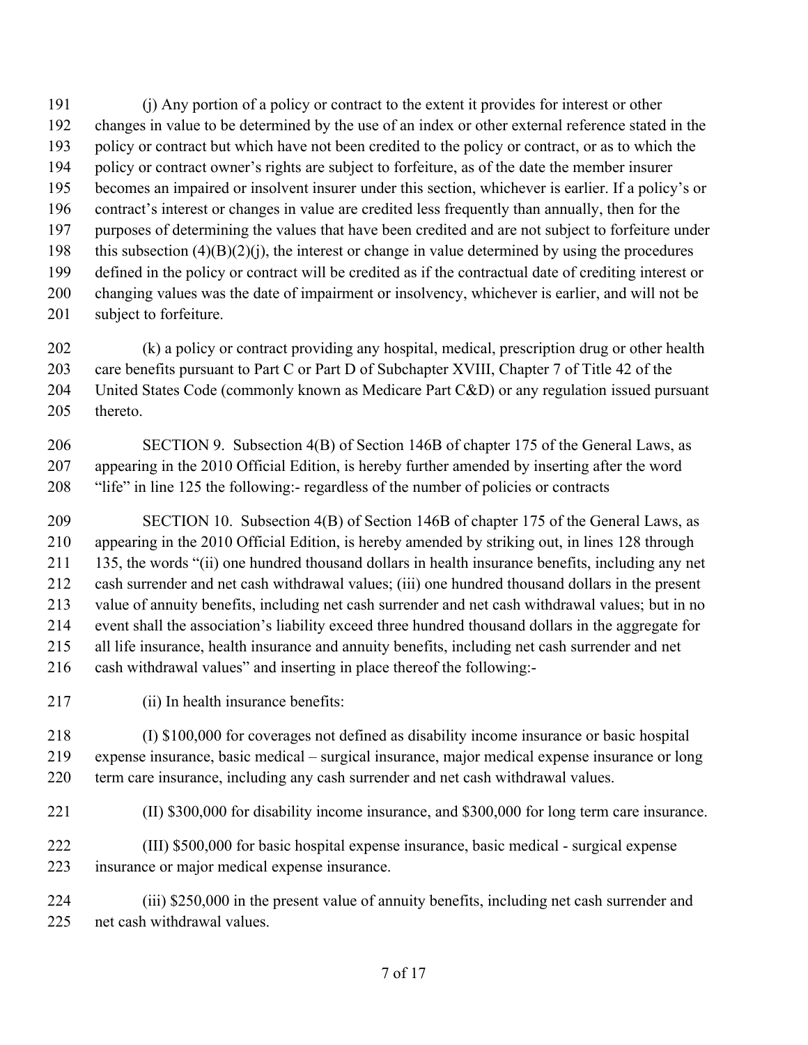(j) Any portion of a policy or contract to the extent it provides for interest or other changes in value to be determined by the use of an index or other external reference stated in the policy or contract but which have not been credited to the policy or contract, or as to which the policy or contract owner's rights are subject to forfeiture, as of the date the member insurer becomes an impaired or insolvent insurer under this section, whichever is earlier. If a policy's or contract's interest or changes in value are credited less frequently than annually, then for the purposes of determining the values that have been credited and are not subject to forfeiture under this subsection (4)(B)(2)(j), the interest or change in value determined by using the procedures defined in the policy or contract will be credited as if the contractual date of crediting interest or changing values was the date of impairment or insolvency, whichever is earlier, and will not be subject to forfeiture.

(k) a policy or contract providing any hospital, medical, prescription drug or other health care benefits pursuant to Part C or Part D of Subchapter XVIII, Chapter 7 of Title 42 of the United States Code (commonly known as Medicare Part C&D) or any regulation issued pursuant thereto.

SECTION 9. Subsection 4(B) of Section 146B of chapter 175 of the General Laws, as appearing in the 2010 Official Edition, is hereby further amended by inserting after the word "life" in line 125 the following:- regardless of the number of policies or contracts

SECTION 10. Subsection 4(B) of Section 146B of chapter 175 of the General Laws, as appearing in the 2010 Official Edition, is hereby amended by striking out, in lines 128 through 135, the words "(ii) one hundred thousand dollars in health insurance benefits, including any net cash surrender and net cash withdrawal values; (iii) one hundred thousand dollars in the present value of annuity benefits, including net cash surrender and net cash withdrawal values; but in no event shall the association's liability exceed three hundred thousand dollars in the aggregate for all life insurance, health insurance and annuity benefits, including net cash surrender and net cash withdrawal values" and inserting in place thereof the following:-

(ii) In health insurance benefits:

(I) $100,000 for coverages not defined as disability income insurance or basic hospital expense insurance, basic medical – surgical insurance, major medical expense insurance or long term care insurance, including any cash surrender and net cash withdrawal values.

(II) $300,000 for disability income insurance, and $300,000 for long term care insurance.

(III) $500,000 for basic hospital expense insurance, basic medical - surgical expense insurance or major medical expense insurance.

(iii) $250,000 in the present value of annuity benefits, including net cash surrender and net cash withdrawal values.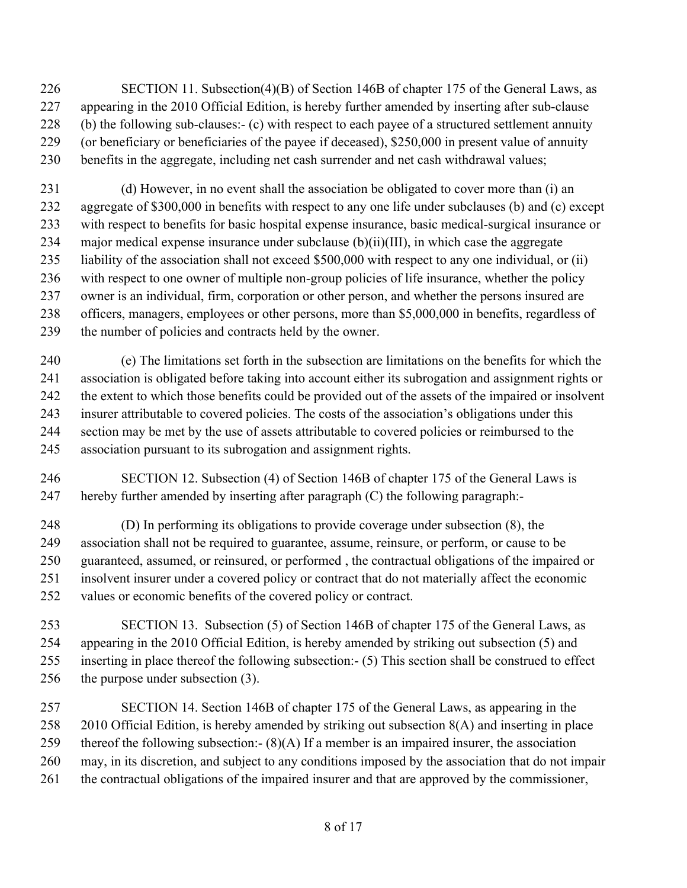SECTION 11. Subsection(4)(B) of Section 146B of chapter 175 of the General Laws, as appearing in the 2010 Official Edition, is hereby further amended by inserting after sub-clause (b) the following sub-clauses:- (c) with respect to each payee of a structured settlement annuity (or beneficiary or beneficiaries of the payee if deceased), $250,000 in present value of annuity benefits in the aggregate, including net cash surrender and net cash withdrawal values;

(d) However, in no event shall the association be obligated to cover more than (i) an aggregate of $300,000 in benefits with respect to any one life under subclauses (b) and (c) except with respect to benefits for basic hospital expense insurance, basic medical-surgical insurance or major medical expense insurance under subclause (b)(ii)(III), in which case the aggregate liability of the association shall not exceed $500,000 with respect to any one individual, or (ii) with respect to one owner of multiple non-group policies of life insurance, whether the policy owner is an individual, firm, corporation or other person, and whether the persons insured are officers, managers, employees or other persons, more than $5,000,000 in benefits, regardless of the number of policies and contracts held by the owner.

(e) The limitations set forth in the subsection are limitations on the benefits for which the association is obligated before taking into account either its subrogation and assignment rights or the extent to which those benefits could be provided out of the assets of the impaired or insolvent insurer attributable to covered policies. The costs of the association's obligations under this section may be met by the use of assets attributable to covered policies or reimbursed to the association pursuant to its subrogation and assignment rights.

SECTION 12. Subsection (4) of Section 146B of chapter 175 of the General Laws is hereby further amended by inserting after paragraph (C) the following paragraph:-

(D) In performing its obligations to provide coverage under subsection (8), the association shall not be required to guarantee, assume, reinsure, or perform, or cause to be guaranteed, assumed, or reinsured, or performed , the contractual obligations of the impaired or insolvent insurer under a covered policy or contract that do not materially affect the economic values or economic benefits of the covered policy or contract.

SECTION 13. Subsection (5) of Section 146B of chapter 175 of the General Laws, as appearing in the 2010 Official Edition, is hereby amended by striking out subsection (5) and inserting in place thereof the following subsection:- (5) This section shall be construed to effect the purpose under subsection (3).

SECTION 14. Section 146B of chapter 175 of the General Laws, as appearing in the 2010 Official Edition, is hereby amended by striking out subsection 8(A) and inserting in place thereof the following subsection:- (8)(A) If a member is an impaired insurer, the association may, in its discretion, and subject to any conditions imposed by the association that do not impair the contractual obligations of the impaired insurer and that are approved by the commissioner,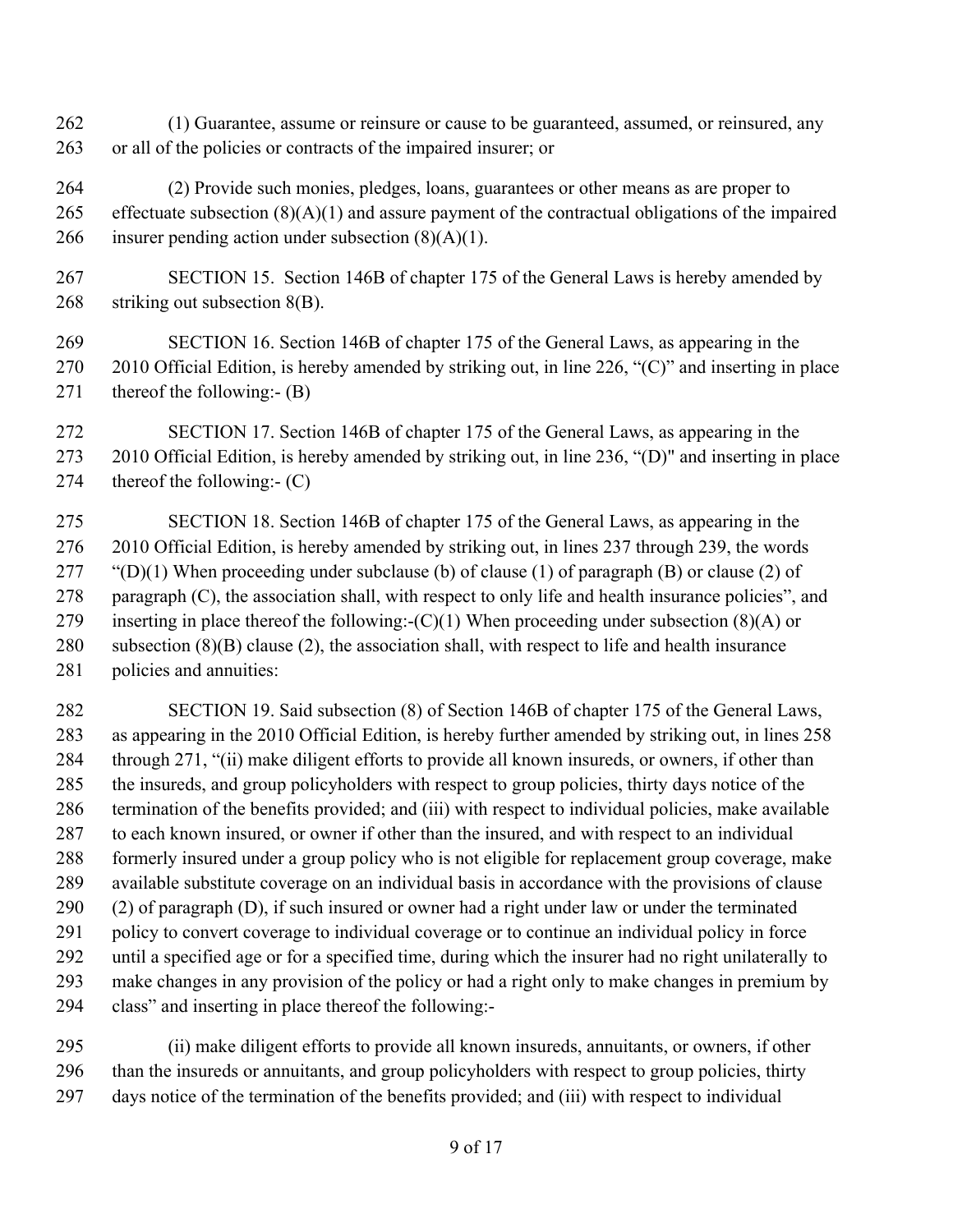(1) Guarantee, assume or reinsure or cause to be guaranteed, assumed, or reinsured, any or all of the policies or contracts of the impaired insurer; or

(2) Provide such monies, pledges, loans, guarantees or other means as are proper to effectuate subsection (8)(A)(1) and assure payment of the contractual obligations of the impaired insurer pending action under subsection (8)(A)(1).

SECTION 15. Section 146B of chapter 175 of the General Laws is hereby amended by striking out subsection 8(B).

SECTION 16. Section 146B of chapter 175 of the General Laws, as appearing in the 2010 Official Edition, is hereby amended by striking out, in line 226, "(C)" and inserting in place thereof the following:- (B)

SECTION 17. Section 146B of chapter 175 of the General Laws, as appearing in the 2010 Official Edition, is hereby amended by striking out, in line 236, "(D)" and inserting in place thereof the following:- (C)

SECTION 18. Section 146B of chapter 175 of the General Laws, as appearing in the 2010 Official Edition, is hereby amended by striking out, in lines 237 through 239, the words "(D)(1) When proceeding under subclause (b) of clause (1) of paragraph (B) or clause (2) of paragraph (C), the association shall, with respect to only life and health insurance policies", and inserting in place thereof the following:-(C)(1) When proceeding under subsection (8)(A) or subsection (8)(B) clause (2), the association shall, with respect to life and health insurance policies and annuities:

SECTION 19. Said subsection (8) of Section 146B of chapter 175 of the General Laws, as appearing in the 2010 Official Edition, is hereby further amended by striking out, in lines 258 through 271, "(ii) make diligent efforts to provide all known insureds, or owners, if other than the insureds, and group policyholders with respect to group policies, thirty days notice of the termination of the benefits provided; and (iii) with respect to individual policies, make available to each known insured, or owner if other than the insured, and with respect to an individual formerly insured under a group policy who is not eligible for replacement group coverage, make available substitute coverage on an individual basis in accordance with the provisions of clause (2) of paragraph (D), if such insured or owner had a right under law or under the terminated policy to convert coverage to individual coverage or to continue an individual policy in force until a specified age or for a specified time, during which the insurer had no right unilaterally to make changes in any provision of the policy or had a right only to make changes in premium by class" and inserting in place thereof the following:-

(ii) make diligent efforts to provide all known insureds, annuitants, or owners, if other than the insureds or annuitants, and group policyholders with respect to group policies, thirty days notice of the termination of the benefits provided; and (iii) with respect to individual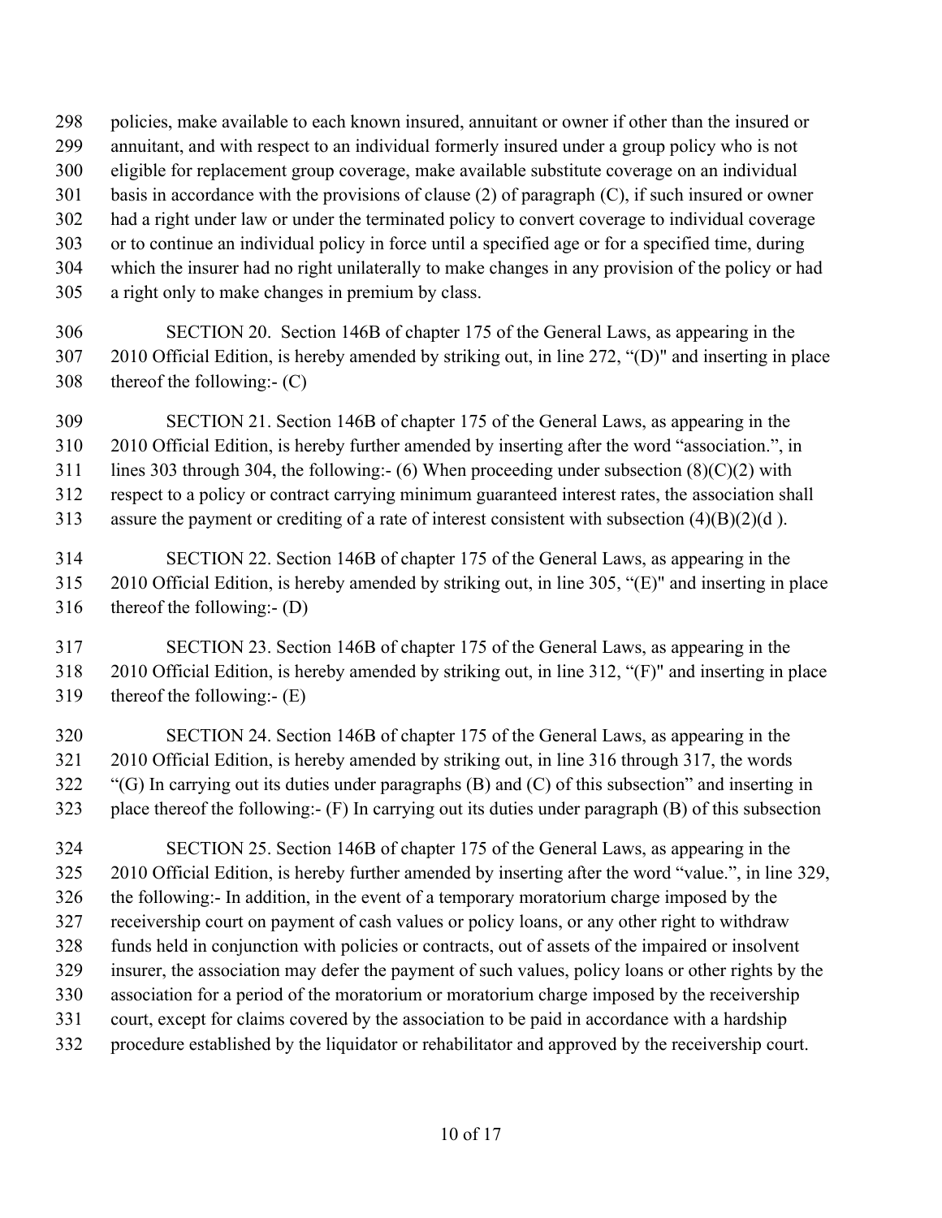policies, make available to each known insured, annuitant or owner if other than the insured or annuitant, and with respect to an individual formerly insured under a group policy who is not eligible for replacement group coverage, make available substitute coverage on an individual basis in accordance with the provisions of clause (2) of paragraph (C), if such insured or owner had a right under law or under the terminated policy to convert coverage to individual coverage or to continue an individual policy in force until a specified age or for a specified time, during which the insurer had no right unilaterally to make changes in any provision of the policy or had a right only to make changes in premium by class.

SECTION 20. Section 146B of chapter 175 of the General Laws, as appearing in the 2010 Official Edition, is hereby amended by striking out, in line 272, "(D)" and inserting in place thereof the following:- (C)

SECTION 21. Section 146B of chapter 175 of the General Laws, as appearing in the 2010 Official Edition, is hereby further amended by inserting after the word "association.", in lines 303 through 304, the following:- (6) When proceeding under subsection (8)(C)(2) with respect to a policy or contract carrying minimum guaranteed interest rates, the association shall assure the payment or crediting of a rate of interest consistent with subsection (4)(B)(2)(d ).

SECTION 22. Section 146B of chapter 175 of the General Laws, as appearing in the 2010 Official Edition, is hereby amended by striking out, in line 305, "(E)" and inserting in place thereof the following:- (D)

SECTION 23. Section 146B of chapter 175 of the General Laws, as appearing in the 2010 Official Edition, is hereby amended by striking out, in line 312, "(F)" and inserting in place thereof the following:- (E)

SECTION 24. Section 146B of chapter 175 of the General Laws, as appearing in the 2010 Official Edition, is hereby amended by striking out, in line 316 through 317, the words "(G) In carrying out its duties under paragraphs (B) and (C) of this subsection" and inserting in place thereof the following:- (F) In carrying out its duties under paragraph (B) of this subsection

SECTION 25. Section 146B of chapter 175 of the General Laws, as appearing in the 2010 Official Edition, is hereby further amended by inserting after the word "value.", in line 329, the following:- In addition, in the event of a temporary moratorium charge imposed by the receivership court on payment of cash values or policy loans, or any other right to withdraw funds held in conjunction with policies or contracts, out of assets of the impaired or insolvent insurer, the association may defer the payment of such values, policy loans or other rights by the association for a period of the moratorium or moratorium charge imposed by the receivership court, except for claims covered by the association to be paid in accordance with a hardship procedure established by the liquidator or rehabilitator and approved by the receivership court.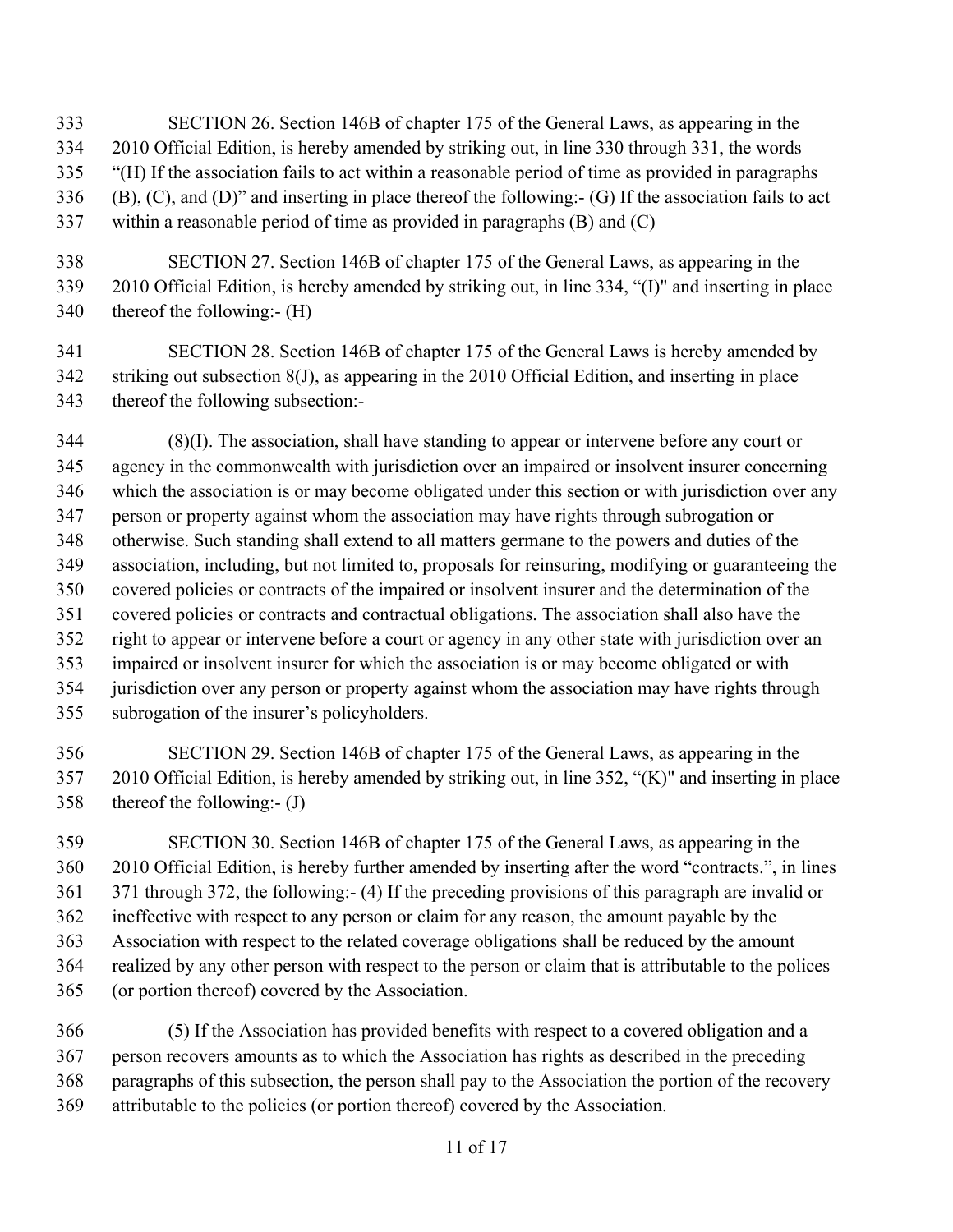SECTION 26. Section 146B of chapter 175 of the General Laws, as appearing in the 2010 Official Edition, is hereby amended by striking out, in line 330 through 331, the words "(H) If the association fails to act within a reasonable period of time as provided in paragraphs (B), (C), and (D)" and inserting in place thereof the following:- (G) If the association fails to act within a reasonable period of time as provided in paragraphs (B) and (C)

SECTION 27. Section 146B of chapter 175 of the General Laws, as appearing in the 2010 Official Edition, is hereby amended by striking out, in line 334, "(I)" and inserting in place thereof the following:- (H)

SECTION 28. Section 146B of chapter 175 of the General Laws is hereby amended by striking out subsection 8(J), as appearing in the 2010 Official Edition, and inserting in place thereof the following subsection:-

(8)(I). The association, shall have standing to appear or intervene before any court or agency in the commonwealth with jurisdiction over an impaired or insolvent insurer concerning which the association is or may become obligated under this section or with jurisdiction over any person or property against whom the association may have rights through subrogation or otherwise. Such standing shall extend to all matters germane to the powers and duties of the association, including, but not limited to, proposals for reinsuring, modifying or guaranteeing the covered policies or contracts of the impaired or insolvent insurer and the determination of the covered policies or contracts and contractual obligations. The association shall also have the right to appear or intervene before a court or agency in any other state with jurisdiction over an impaired or insolvent insurer for which the association is or may become obligated or with jurisdiction over any person or property against whom the association may have rights through subrogation of the insurer's policyholders.

SECTION 29. Section 146B of chapter 175 of the General Laws, as appearing in the 2010 Official Edition, is hereby amended by striking out, in line 352, "(K)" and inserting in place thereof the following:- (J)

SECTION 30. Section 146B of chapter 175 of the General Laws, as appearing in the 2010 Official Edition, is hereby further amended by inserting after the word "contracts.", in lines 371 through 372, the following:- (4) If the preceding provisions of this paragraph are invalid or ineffective with respect to any person or claim for any reason, the amount payable by the Association with respect to the related coverage obligations shall be reduced by the amount realized by any other person with respect to the person or claim that is attributable to the polices (or portion thereof) covered by the Association.

(5) If the Association has provided benefits with respect to a covered obligation and a person recovers amounts as to which the Association has rights as described in the preceding paragraphs of this subsection, the person shall pay to the Association the portion of the recovery attributable to the policies (or portion thereof) covered by the Association.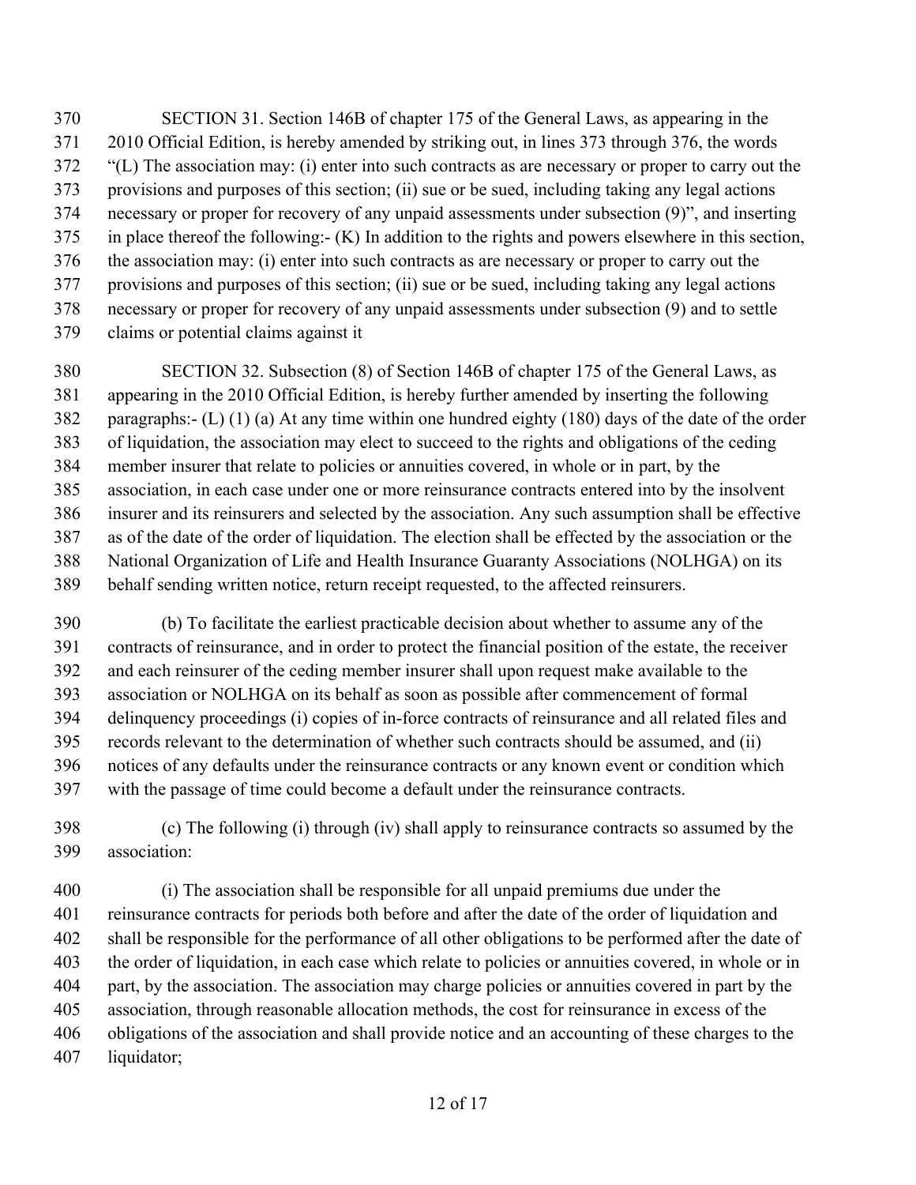SECTION 31. Section 146B of chapter 175 of the General Laws, as appearing in the 2010 Official Edition, is hereby amended by striking out, in lines 373 through 376, the words "(L) The association may: (i) enter into such contracts as are necessary or proper to carry out the provisions and purposes of this section; (ii) sue or be sued, including taking any legal actions necessary or proper for recovery of any unpaid assessments under subsection (9)", and inserting in place thereof the following:- (K) In addition to the rights and powers elsewhere in this section, the association may: (i) enter into such contracts as are necessary or proper to carry out the provisions and purposes of this section; (ii) sue or be sued, including taking any legal actions necessary or proper for recovery of any unpaid assessments under subsection (9) and to settle claims or potential claims against it

SECTION 32. Subsection (8) of Section 146B of chapter 175 of the General Laws, as appearing in the 2010 Official Edition, is hereby further amended by inserting the following paragraphs:- (L) (1) (a) At any time within one hundred eighty (180) days of the date of the order of liquidation, the association may elect to succeed to the rights and obligations of the ceding member insurer that relate to policies or annuities covered, in whole or in part, by the association, in each case under one or more reinsurance contracts entered into by the insolvent insurer and its reinsurers and selected by the association. Any such assumption shall be effective as of the date of the order of liquidation. The election shall be effected by the association or the National Organization of Life and Health Insurance Guaranty Associations (NOLHGA) on its behalf sending written notice, return receipt requested, to the affected reinsurers.

(b) To facilitate the earliest practicable decision about whether to assume any of the contracts of reinsurance, and in order to protect the financial position of the estate, the receiver and each reinsurer of the ceding member insurer shall upon request make available to the association or NOLHGA on its behalf as soon as possible after commencement of formal delinquency proceedings (i) copies of in-force contracts of reinsurance and all related files and records relevant to the determination of whether such contracts should be assumed, and (ii) notices of any defaults under the reinsurance contracts or any known event or condition which with the passage of time could become a default under the reinsurance contracts.

(c) The following (i) through (iv) shall apply to reinsurance contracts so assumed by the association:

(i) The association shall be responsible for all unpaid premiums due under the reinsurance contracts for periods both before and after the date of the order of liquidation and shall be responsible for the performance of all other obligations to be performed after the date of the order of liquidation, in each case which relate to policies or annuities covered, in whole or in part, by the association. The association may charge policies or annuities covered in part by the association, through reasonable allocation methods, the cost for reinsurance in excess of the obligations of the association and shall provide notice and an accounting of these charges to the liquidator;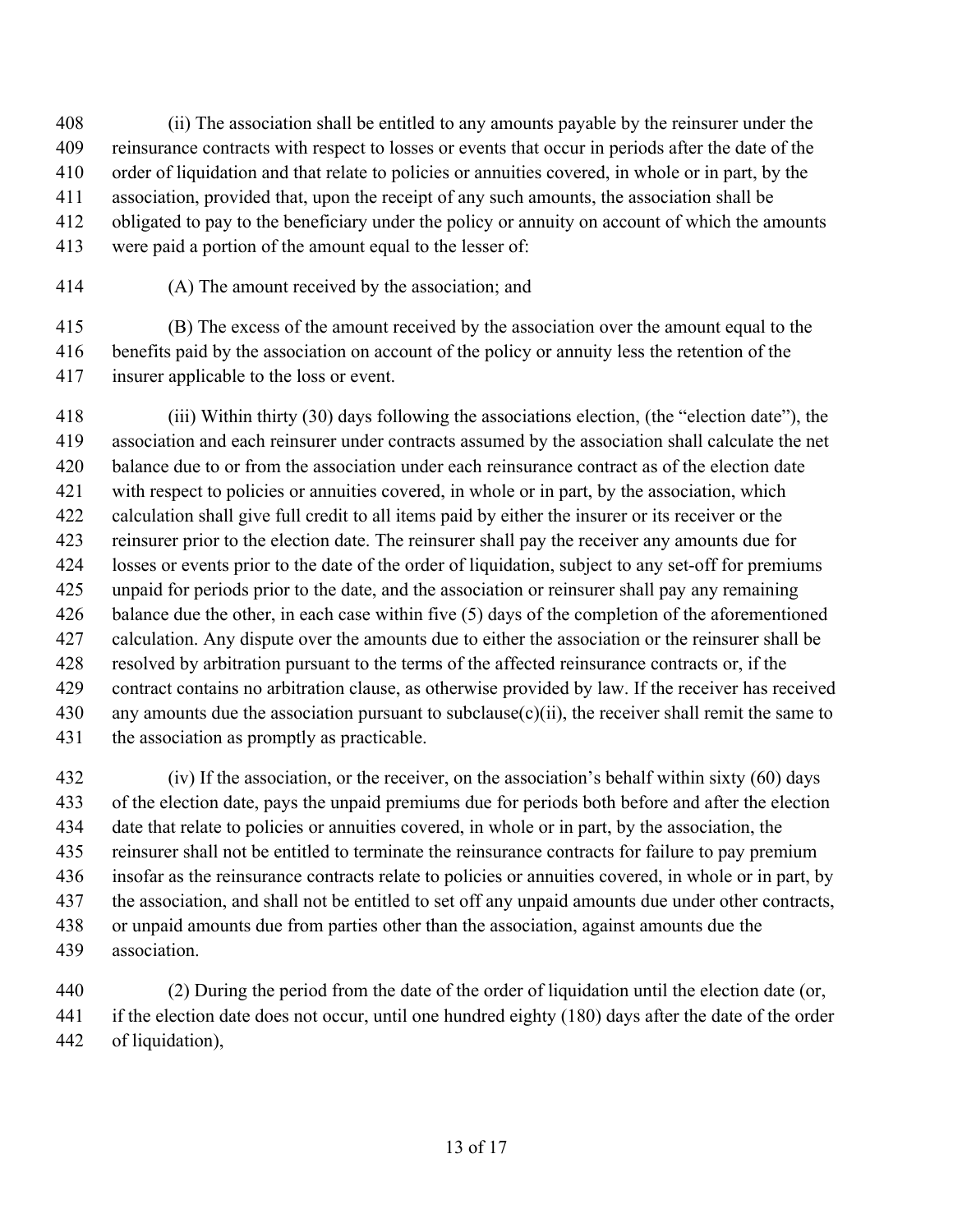(ii) The association shall be entitled to any amounts payable by the reinsurer under the reinsurance contracts with respect to losses or events that occur in periods after the date of the order of liquidation and that relate to policies or annuities covered, in whole or in part, by the association, provided that, upon the receipt of any such amounts, the association shall be obligated to pay to the beneficiary under the policy or annuity on account of which the amounts were paid a portion of the amount equal to the lesser of:

(A) The amount received by the association; and

(B) The excess of the amount received by the association over the amount equal to the benefits paid by the association on account of the policy or annuity less the retention of the insurer applicable to the loss or event.

(iii) Within thirty (30) days following the associations election, (the "election date"), the association and each reinsurer under contracts assumed by the association shall calculate the net balance due to or from the association under each reinsurance contract as of the election date with respect to policies or annuities covered, in whole or in part, by the association, which calculation shall give full credit to all items paid by either the insurer or its receiver or the reinsurer prior to the election date. The reinsurer shall pay the receiver any amounts due for losses or events prior to the date of the order of liquidation, subject to any set-off for premiums unpaid for periods prior to the date, and the association or reinsurer shall pay any remaining balance due the other, in each case within five (5) days of the completion of the aforementioned calculation. Any dispute over the amounts due to either the association or the reinsurer shall be resolved by arbitration pursuant to the terms of the affected reinsurance contracts or, if the contract contains no arbitration clause, as otherwise provided by law. If the receiver has received any amounts due the association pursuant to subclause(c)(ii), the receiver shall remit the same to the association as promptly as practicable.

(iv) If the association, or the receiver, on the association's behalf within sixty (60) days of the election date, pays the unpaid premiums due for periods both before and after the election date that relate to policies or annuities covered, in whole or in part, by the association, the reinsurer shall not be entitled to terminate the reinsurance contracts for failure to pay premium insofar as the reinsurance contracts relate to policies or annuities covered, in whole or in part, by the association, and shall not be entitled to set off any unpaid amounts due under other contracts, or unpaid amounts due from parties other than the association, against amounts due the association.

(2) During the period from the date of the order of liquidation until the election date (or, if the election date does not occur, until one hundred eighty (180) days after the date of the order of liquidation),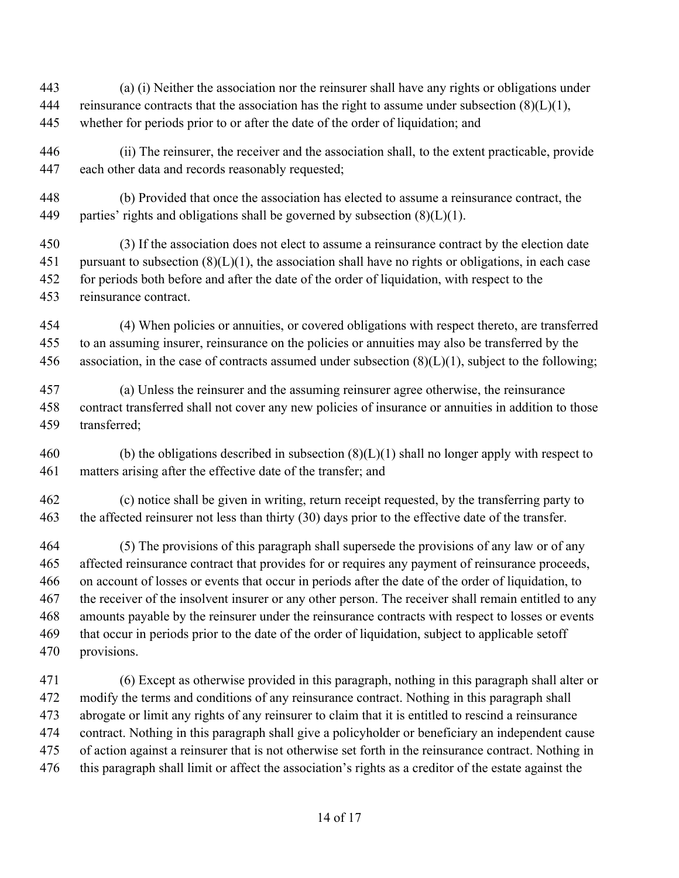(a) (i) Neither the association nor the reinsurer shall have any rights or obligations under reinsurance contracts that the association has the right to assume under subsection (8)(L)(1), whether for periods prior to or after the date of the order of liquidation; and

(ii) The reinsurer, the receiver and the association shall, to the extent practicable, provide each other data and records reasonably requested;

(b) Provided that once the association has elected to assume a reinsurance contract, the parties' rights and obligations shall be governed by subsection (8)(L)(1).

(3) If the association does not elect to assume a reinsurance contract by the election date pursuant to subsection (8)(L)(1), the association shall have no rights or obligations, in each case for periods both before and after the date of the order of liquidation, with respect to the reinsurance contract.

(4) When policies or annuities, or covered obligations with respect thereto, are transferred to an assuming insurer, reinsurance on the policies or annuities may also be transferred by the association, in the case of contracts assumed under subsection (8)(L)(1), subject to the following;

(a) Unless the reinsurer and the assuming reinsurer agree otherwise, the reinsurance contract transferred shall not cover any new policies of insurance or annuities in addition to those transferred;

(b) the obligations described in subsection (8)(L)(1) shall no longer apply with respect to matters arising after the effective date of the transfer; and

(c) notice shall be given in writing, return receipt requested, by the transferring party to the affected reinsurer not less than thirty (30) days prior to the effective date of the transfer.

(5) The provisions of this paragraph shall supersede the provisions of any law or of any affected reinsurance contract that provides for or requires any payment of reinsurance proceeds, on account of losses or events that occur in periods after the date of the order of liquidation, to the receiver of the insolvent insurer or any other person. The receiver shall remain entitled to any amounts payable by the reinsurer under the reinsurance contracts with respect to losses or events that occur in periods prior to the date of the order of liquidation, subject to applicable setoff provisions.

(6) Except as otherwise provided in this paragraph, nothing in this paragraph shall alter or modify the terms and conditions of any reinsurance contract. Nothing in this paragraph shall abrogate or limit any rights of any reinsurer to claim that it is entitled to rescind a reinsurance contract. Nothing in this paragraph shall give a policyholder or beneficiary an independent cause of action against a reinsurer that is not otherwise set forth in the reinsurance contract. Nothing in this paragraph shall limit or affect the association's rights as a creditor of the estate against the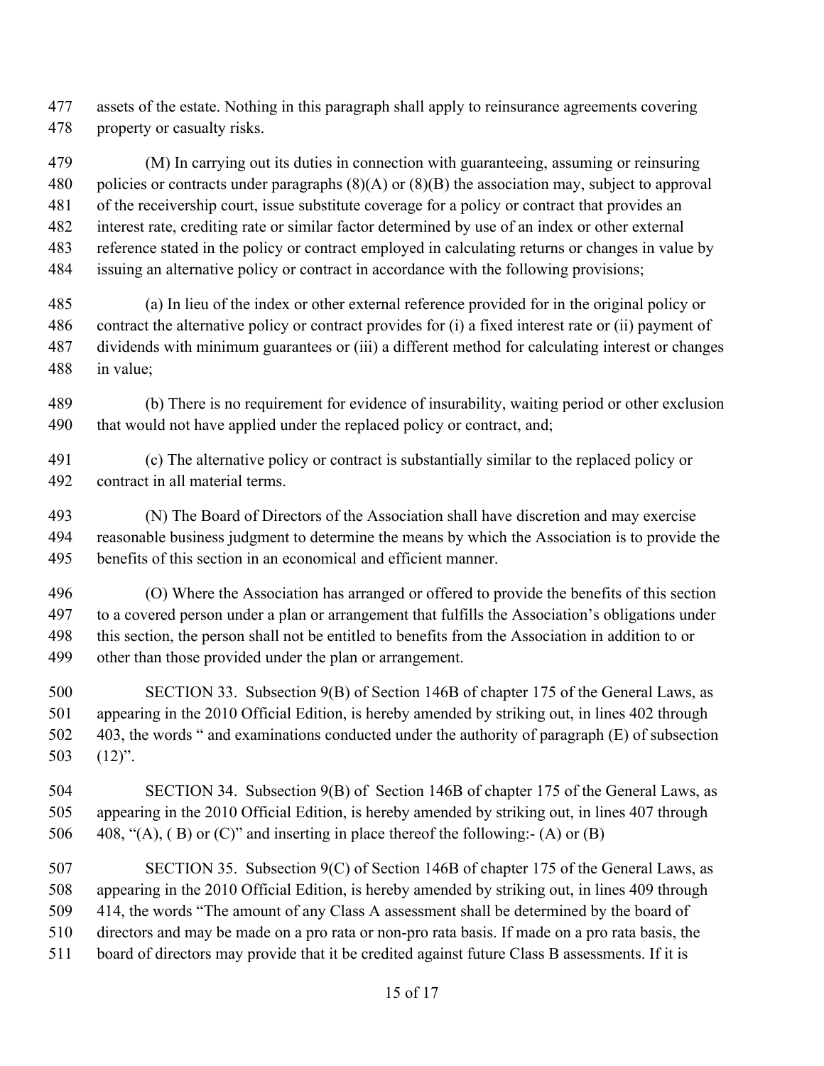assets of the estate. Nothing in this paragraph shall apply to reinsurance agreements covering property or casualty risks.

(M) In carrying out its duties in connection with guaranteeing, assuming or reinsuring policies or contracts under paragraphs (8)(A) or (8)(B) the association may, subject to approval of the receivership court, issue substitute coverage for a policy or contract that provides an interest rate, crediting rate or similar factor determined by use of an index or other external reference stated in the policy or contract employed in calculating returns or changes in value by issuing an alternative policy or contract in accordance with the following provisions;

(a) In lieu of the index or other external reference provided for in the original policy or contract the alternative policy or contract provides for (i) a fixed interest rate or (ii) payment of dividends with minimum guarantees or (iii) a different method for calculating interest or changes in value;

(b) There is no requirement for evidence of insurability, waiting period or other exclusion that would not have applied under the replaced policy or contract, and;

(c) The alternative policy or contract is substantially similar to the replaced policy or contract in all material terms.

(N) The Board of Directors of the Association shall have discretion and may exercise reasonable business judgment to determine the means by which the Association is to provide the benefits of this section in an economical and efficient manner.

(O) Where the Association has arranged or offered to provide the benefits of this section to a covered person under a plan or arrangement that fulfills the Association's obligations under this section, the person shall not be entitled to benefits from the Association in addition to or other than those provided under the plan or arrangement.

SECTION 33. Subsection 9(B) of Section 146B of chapter 175 of the General Laws, as appearing in the 2010 Official Edition, is hereby amended by striking out, in lines 402 through 403, the words " and examinations conducted under the authority of paragraph (E) of subsection (12)".

SECTION 34. Subsection 9(B) of Section 146B of chapter 175 of the General Laws, as appearing in the 2010 Official Edition, is hereby amended by striking out, in lines 407 through 408, "(A), ( B) or (C)" and inserting in place thereof the following:- (A) or (B)

SECTION 35. Subsection 9(C) of Section 146B of chapter 175 of the General Laws, as appearing in the 2010 Official Edition, is hereby amended by striking out, in lines 409 through 414, the words "The amount of any Class A assessment shall be determined by the board of directors and may be made on a pro rata or non-pro rata basis. If made on a pro rata basis, the board of directors may provide that it be credited against future Class B assessments. If it is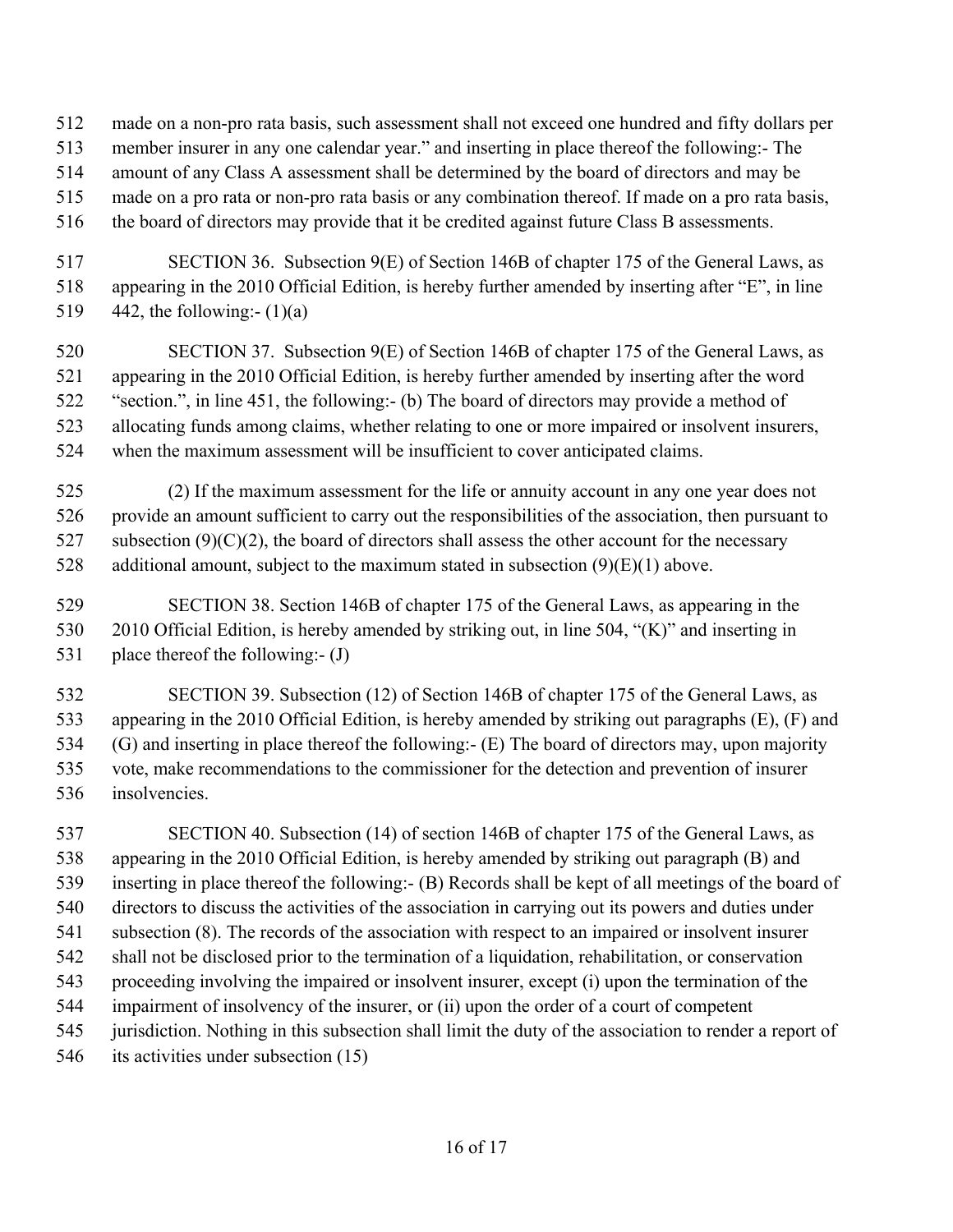made on a non-pro rata basis, such assessment shall not exceed one hundred and fifty dollars per member insurer in any one calendar year." and inserting in place thereof the following:- The amount of any Class A assessment shall be determined by the board of directors and may be made on a pro rata or non-pro rata basis or any combination thereof. If made on a pro rata basis, the board of directors may provide that it be credited against future Class B assessments.

SECTION 36. Subsection 9(E) of Section 146B of chapter 175 of the General Laws, as appearing in the 2010 Official Edition, is hereby further amended by inserting after "E", in line 442, the following:- (1)(a)

SECTION 37. Subsection 9(E) of Section 146B of chapter 175 of the General Laws, as appearing in the 2010 Official Edition, is hereby further amended by inserting after the word "section.", in line 451, the following:- (b) The board of directors may provide a method of allocating funds among claims, whether relating to one or more impaired or insolvent insurers, when the maximum assessment will be insufficient to cover anticipated claims.

(2) If the maximum assessment for the life or annuity account in any one year does not provide an amount sufficient to carry out the responsibilities of the association, then pursuant to subsection (9)(C)(2), the board of directors shall assess the other account for the necessary additional amount, subject to the maximum stated in subsection (9)(E)(1) above.

SECTION 38. Section 146B of chapter 175 of the General Laws, as appearing in the 2010 Official Edition, is hereby amended by striking out, in line 504, "(K)" and inserting in place thereof the following:- (J)

SECTION 39. Subsection (12) of Section 146B of chapter 175 of the General Laws, as appearing in the 2010 Official Edition, is hereby amended by striking out paragraphs (E), (F) and (G) and inserting in place thereof the following:- (E) The board of directors may, upon majority vote, make recommendations to the commissioner for the detection and prevention of insurer insolvencies.

SECTION 40. Subsection (14) of section 146B of chapter 175 of the General Laws, as appearing in the 2010 Official Edition, is hereby amended by striking out paragraph (B) and inserting in place thereof the following:- (B) Records shall be kept of all meetings of the board of directors to discuss the activities of the association in carrying out its powers and duties under subsection (8). The records of the association with respect to an impaired or insolvent insurer shall not be disclosed prior to the termination of a liquidation, rehabilitation, or conservation proceeding involving the impaired or insolvent insurer, except (i) upon the termination of the impairment of insolvency of the insurer, or (ii) upon the order of a court of competent jurisdiction. Nothing in this subsection shall limit the duty of the association to render a report of its activities under subsection (15)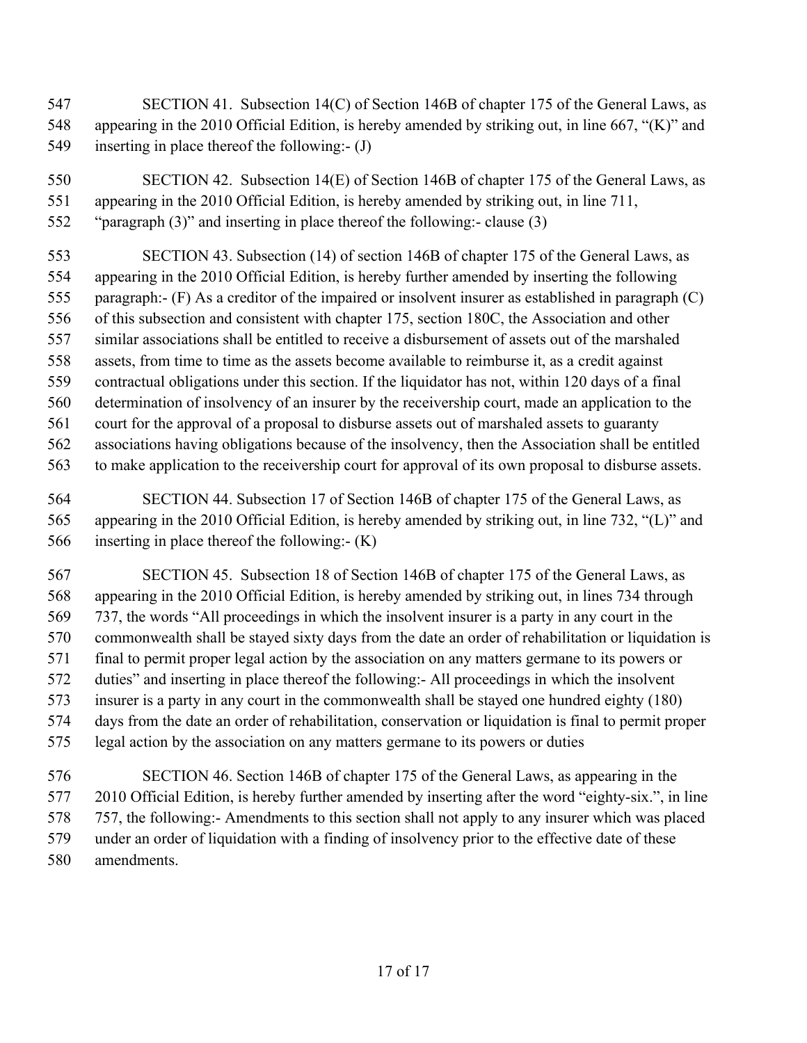SECTION 41. Subsection 14(C) of Section 146B of chapter 175 of the General Laws, as appearing in the 2010 Official Edition, is hereby amended by striking out, in line 667, "(K)" and inserting in place thereof the following:- (J)

SECTION 42. Subsection 14(E) of Section 146B of chapter 175 of the General Laws, as appearing in the 2010 Official Edition, is hereby amended by striking out, in line 711, "paragraph (3)" and inserting in place thereof the following:- clause (3)

SECTION 43. Subsection (14) of section 146B of chapter 175 of the General Laws, as appearing in the 2010 Official Edition, is hereby further amended by inserting the following paragraph:- (F) As a creditor of the impaired or insolvent insurer as established in paragraph (C) of this subsection and consistent with chapter 175, section 180C, the Association and other similar associations shall be entitled to receive a disbursement of assets out of the marshaled assets, from time to time as the assets become available to reimburse it, as a credit against contractual obligations under this section. If the liquidator has not, within 120 days of a final determination of insolvency of an insurer by the receivership court, made an application to the court for the approval of a proposal to disburse assets out of marshaled assets to guaranty associations having obligations because of the insolvency, then the Association shall be entitled to make application to the receivership court for approval of its own proposal to disburse assets.

SECTION 44. Subsection 17 of Section 146B of chapter 175 of the General Laws, as appearing in the 2010 Official Edition, is hereby amended by striking out, in line 732, "(L)" and inserting in place thereof the following:- (K)

SECTION 45. Subsection 18 of Section 146B of chapter 175 of the General Laws, as appearing in the 2010 Official Edition, is hereby amended by striking out, in lines 734 through 737, the words "All proceedings in which the insolvent insurer is a party in any court in the commonwealth shall be stayed sixty days from the date an order of rehabilitation or liquidation is final to permit proper legal action by the association on any matters germane to its powers or duties" and inserting in place thereof the following:- All proceedings in which the insolvent insurer is a party in any court in the commonwealth shall be stayed one hundred eighty (180) days from the date an order of rehabilitation, conservation or liquidation is final to permit proper legal action by the association on any matters germane to its powers or duties

SECTION 46. Section 146B of chapter 175 of the General Laws, as appearing in the 2010 Official Edition, is hereby further amended by inserting after the word "eighty-six.", in line 757, the following:- Amendments to this section shall not apply to any insurer which was placed under an order of liquidation with a finding of insolvency prior to the effective date of these amendments.